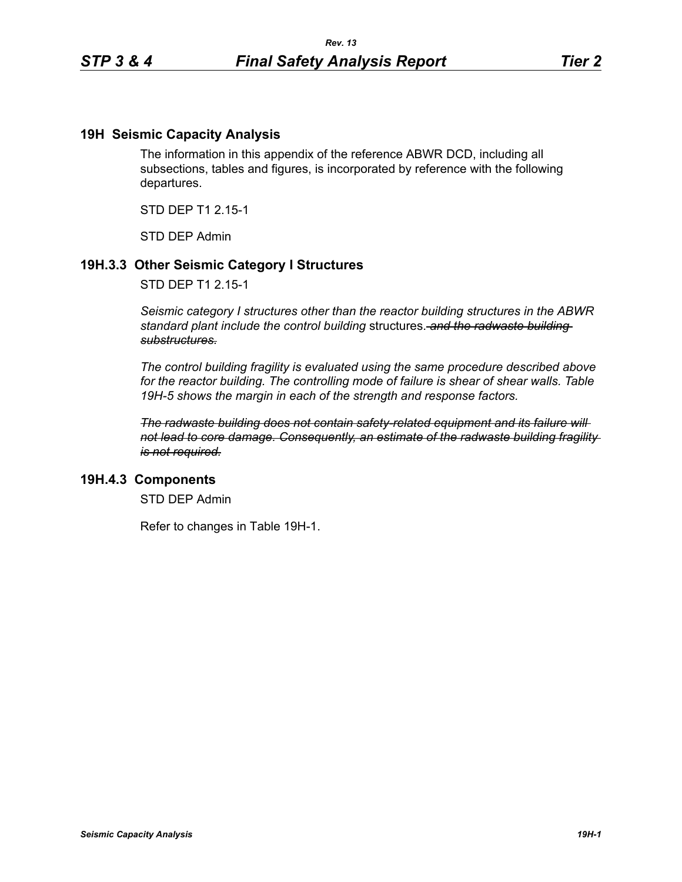## 19H Seismic Capacity Analysis

The information in this appendix of the reference ABWR DCD, including all subsections, tables and figures, is incorporated by reference with the following departures.

STD DEP T1 2.15-1

STD DEP Admin

### 19H.3.3 Other Seismic Category I Structures

STD DEP T1 2.15-1

*Seismic category I structures other than the reactor building structures in the ABWR standard plant include the control building* structures. ~~*and the radwaste building substructures.*~~

*The control building fragility is evaluated using the same procedure described above for the reactor building. The controlling mode of failure is shear of shear walls. Table 19H-5 shows the margin in each of the strength and response factors.*

~~*The radwaste building does not contain safety-related equipment and its failure will not lead to core damage. Consequently, an estimate of the radwaste building fragility is not required.*~~

### 19H.4.3 Components

STD DEP Admin

Refer to changes in Table 19H-1.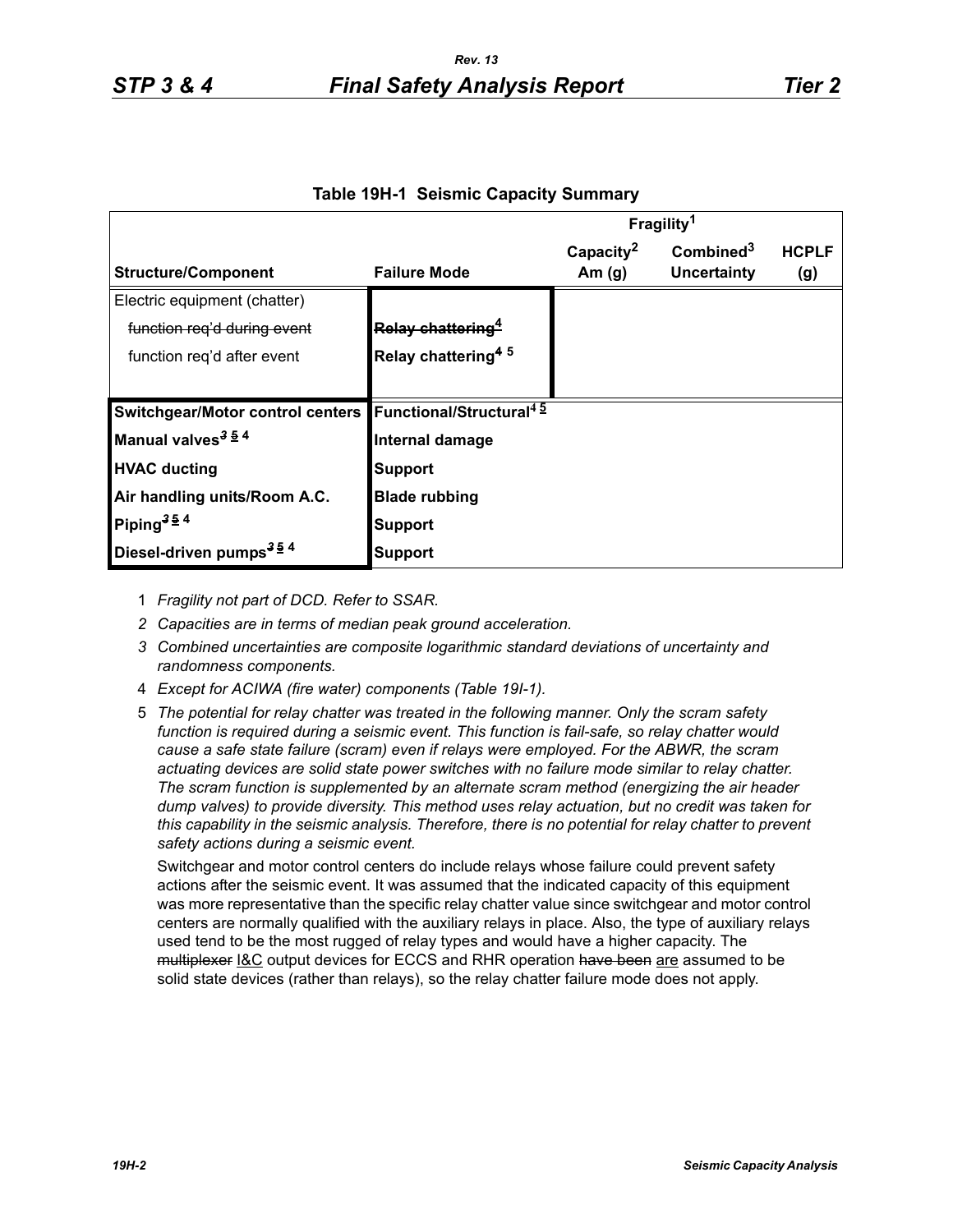**Table 19H-1 Seismic Capacity Summary**

| Structure/Component | Failure Mode | Fragility[1] Capacity[2] Am (g) | Combined[3] Uncertainty | HCPLF (g) |
|---|---|---|---|---|
| Electric equipment (chatter) | | | | |
| ~~function req'd during event~~ | ~~Relay chattering[4]~~ | | | |
| function req'd after event | Relay chattering[4 5] | | | |
| **Switchgear/Motor control centers** | **Functional/Structural[4 5]** | | | |
| **Manual valves[3 5 4]** | **Internal damage** | | | |
| **HVAC ducting** | **Support** | | | |
| **Air handling units/Room A.C.** | **Blade rubbing** | | | |
| **Piping[3 5 4]** | **Support** | | | |
| **Diesel-driven pumps[3 5 4]** | **Support** | | | |

1 *Fragility not part of DCD. Refer to SSAR.*

2 *Capacities are in terms of median peak ground acceleration.*

3 *Combined uncertainties are composite logarithmic standard deviations of uncertainty and randomness components.*

4 *Except for ACIWA (fire water) components (Table 19I-1).*

5 *The potential for relay chatter was treated in the following manner. Only the scram safety function is required during a seismic event. This function is fail-safe, so relay chatter would cause a safe state failure (scram) even if relays were employed. For the ABWR, the scram actuating devices are solid state power switches with no failure mode similar to relay chatter. The scram function is supplemented by an alternate scram method (energizing the air header dump valves) to provide diversity. This method uses relay actuation, but no credit was taken for this capability in the seismic analysis. Therefore, there is no potential for relay chatter to prevent safety actions during a seismic event.*

Switchgear and motor control centers do include relays whose failure could prevent safety actions after the seismic event. It was assumed that the indicated capacity of this equipment was more representative than the specific relay chatter value since switchgear and motor control centers are normally qualified with the auxiliary relays in place. Also, the type of auxiliary relays used tend to be the most rugged of relay types and would have a higher capacity. The ~~multiplexer~~ I&C output devices for ECCS and RHR operation ~~have been~~ are assumed to be solid state devices (rather than relays), so the relay chatter failure mode does not apply.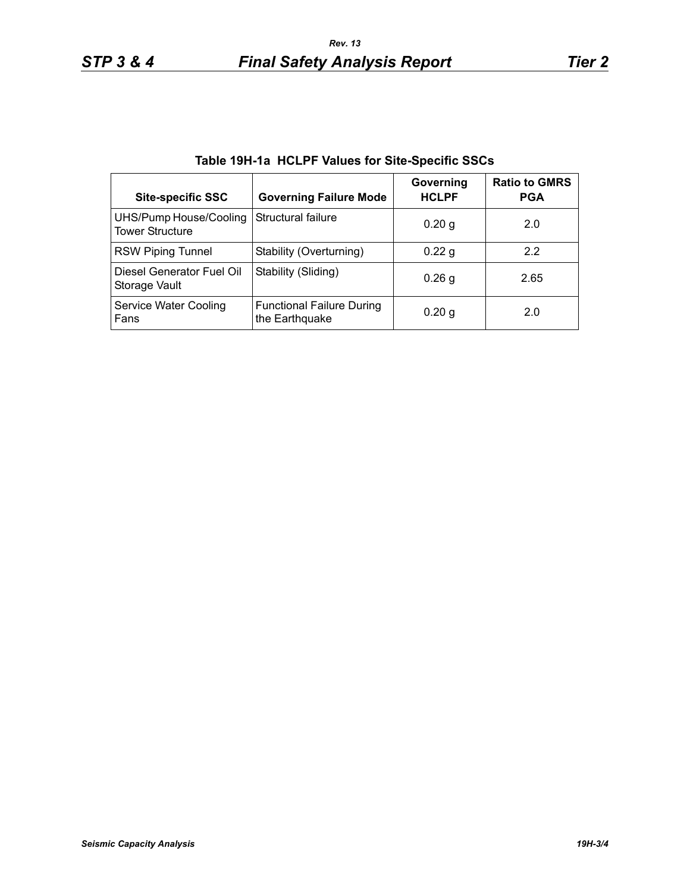### Table 19H-1a HCLPF Values for Site-Specific SSCs

| Site-specific SSC | Governing Failure Mode | Governing HCLPF | Ratio to GMRS PGA |
|---|---|---|---|
| UHS/Pump House/Cooling Tower Structure | Structural failure | 0.20 g | 2.0 |
| RSW Piping Tunnel | Stability (Overturning) | 0.22 g | 2.2 |
| Diesel Generator Fuel Oil Storage Vault | Stability (Sliding) | 0.26 g | 2.65 |
| Service Water Cooling Fans | Functional Failure During the Earthquake | 0.20 g | 2.0 |